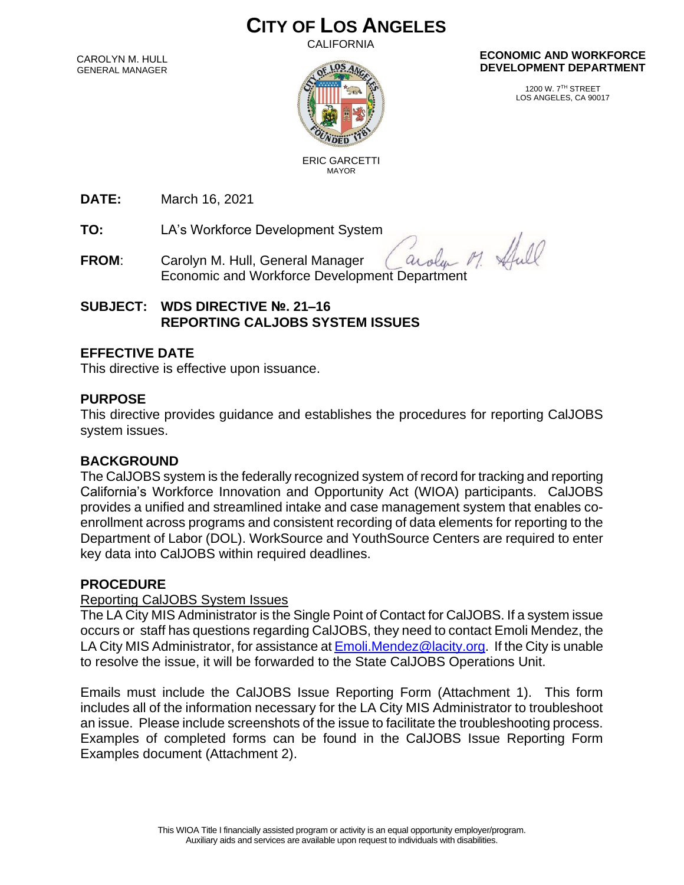# CITY OF LOS ANGELES

CALIFORNIA

CAROLYN M. HULL
GENERAL MANAGER

ERIC GARCETTI
MAYOR

**ECONOMIC AND WORKFORCE DEVELOPMENT DEPARTMENT**

1200 W. 7TH STREET
LOS ANGELES, CA 90017

**DATE:** March 16, 2021

**TO:** LA's Workforce Development System

**FROM:** Carolyn M. Hull, General Manager
Economic and Workforce Development Department

**SUBJECT: WDS DIRECTIVE №. 21–16**
**REPORTING CALJOBS SYSTEM ISSUES**

## EFFECTIVE DATE

This directive is effective upon issuance.

## PURPOSE

This directive provides guidance and establishes the procedures for reporting CalJOBS system issues.

## BACKGROUND

The CalJOBS system is the federally recognized system of record for tracking and reporting California's Workforce Innovation and Opportunity Act (WIOA) participants. CalJOBS provides a unified and streamlined intake and case management system that enables co-enrollment across programs and consistent recording of data elements for reporting to the Department of Labor (DOL). WorkSource and YouthSource Centers are required to enter key data into CalJOBS within required deadlines.

## PROCEDURE

Reporting CalJOBS System Issues

The LA City MIS Administrator is the Single Point of Contact for CalJOBS. If a system issue occurs or staff has questions regarding CalJOBS, they need to contact Emoli Mendez, the LA City MIS Administrator, for assistance at Emoli.Mendez@lacity.org. If the City is unable to resolve the issue, it will be forwarded to the State CalJOBS Operations Unit.

Emails must include the CalJOBS Issue Reporting Form (Attachment 1). This form includes all of the information necessary for the LA City MIS Administrator to troubleshoot an issue. Please include screenshots of the issue to facilitate the troubleshooting process. Examples of completed forms can be found in the CalJOBS Issue Reporting Form Examples document (Attachment 2).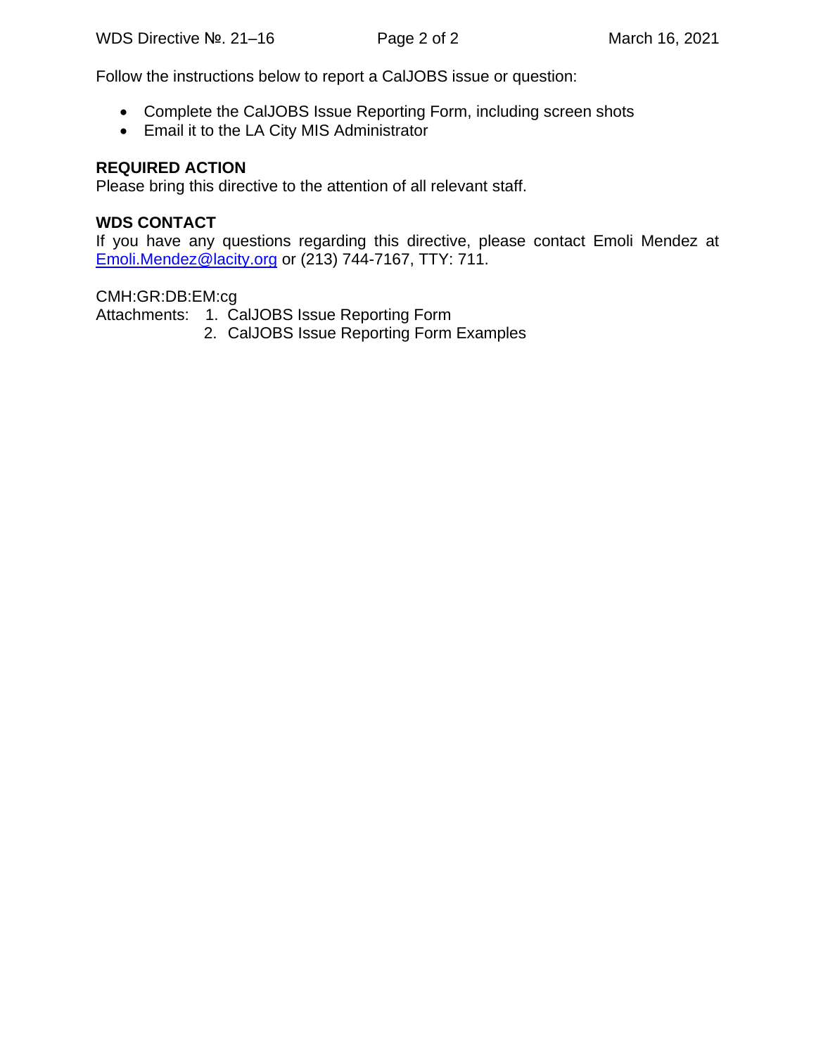Follow the instructions below to report a CalJOBS issue or question:

- Complete the CalJOBS Issue Reporting Form, including screen shots
- Email it to the LA City MIS Administrator

**REQUIRED ACTION**

Please bring this directive to the attention of all relevant staff.

**WDS CONTACT**

If you have any questions regarding this directive, please contact Emoli Mendez at Emoli.Mendez@lacity.org or (213) 744-7167, TTY: 711.

CMH:GR:DB:EM:cg

Attachments:
1. CalJOBS Issue Reporting Form
2. CalJOBS Issue Reporting Form Examples